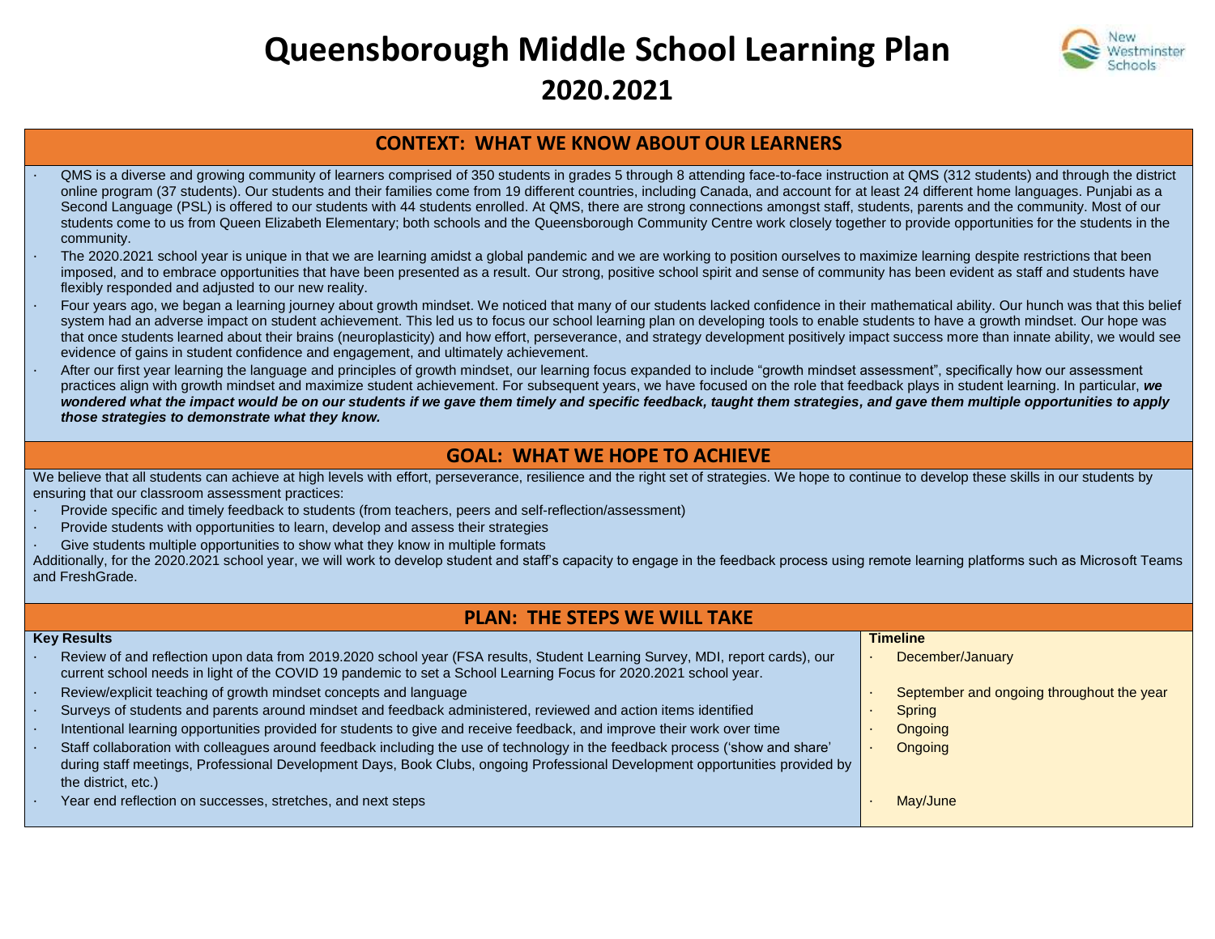# Queensborough Middle School Learning Plan
## 2020.2021

## CONTEXT: WHAT WE KNOW ABOUT OUR LEARNERS

- QMS is a diverse and growing community of learners comprised of 350 students in grades 5 through 8 attending face-to-face instruction at QMS (312 students) and through the district online program (37 students). Our students and their families come from 19 different countries, including Canada, and account for at least 24 different home languages. Punjabi as a Second Language (PSL) is offered to our students with 44 students enrolled. At QMS, there are strong connections amongst staff, students, parents and the community. Most of our students come to us from Queen Elizabeth Elementary; both schools and the Queensborough Community Centre work closely together to provide opportunities for the students in the community.
- The 2020.2021 school year is unique in that we are learning amidst a global pandemic and we are working to position ourselves to maximize learning despite restrictions that been imposed, and to embrace opportunities that have been presented as a result. Our strong, positive school spirit and sense of community has been evident as staff and students have flexibly responded and adjusted to our new reality.
- Four years ago, we began a learning journey about growth mindset. We noticed that many of our students lacked confidence in their mathematical ability. Our hunch was that this belief system had an adverse impact on student achievement. This led us to focus our school learning plan on developing tools to enable students to have a growth mindset. Our hope was that once students learned about their brains (neuroplasticity) and how effort, perseverance, and strategy development positively impact success more than innate ability, we would see evidence of gains in student confidence and engagement, and ultimately achievement.
- After our first year learning the language and principles of growth mindset, our learning focus expanded to include "growth mindset assessment", specifically how our assessment practices align with growth mindset and maximize student achievement. For subsequent years, we have focused on the role that feedback plays in student learning. In particular, ***we wondered what the impact would be on our students if we gave them timely and specific feedback, taught them strategies, and gave them multiple opportunities to apply those strategies to demonstrate what they know.***

## GOAL: WHAT WE HOPE TO ACHIEVE

We believe that all students can achieve at high levels with effort, perseverance, resilience and the right set of strategies. We hope to continue to develop these skills in our students by ensuring that our classroom assessment practices:

- Provide specific and timely feedback to students (from teachers, peers and self-reflection/assessment)
- Provide students with opportunities to learn, develop and assess their strategies
- Give students multiple opportunities to show what they know in multiple formats

Additionally, for the 2020.2021 school year, we will work to develop student and staff's capacity to engage in the feedback process using remote learning platforms such as Microsoft Teams and FreshGrade.

## PLAN: THE STEPS WE WILL TAKE

| Key Results | Timeline |
|---|---|
| Review of and reflection upon data from 2019.2020 school year (FSA results, Student Learning Survey, MDI, report cards), our current school needs in light of the COVID 19 pandemic to set a School Learning Focus for 2020.2021 school year. | December/January |
| Review/explicit teaching of growth mindset concepts and language | September and ongoing throughout the year |
| Surveys of students and parents around mindset and feedback administered, reviewed and action items identified | Spring |
| Intentional learning opportunities provided for students to give and receive feedback, and improve their work over time | Ongoing |
| Staff collaboration with colleagues around feedback including the use of technology in the feedback process ('show and share' during staff meetings, Professional Development Days, Book Clubs, ongoing Professional Development opportunities provided by the district, etc.) | Ongoing |
| Year end reflection on successes, stretches, and next steps | May/June |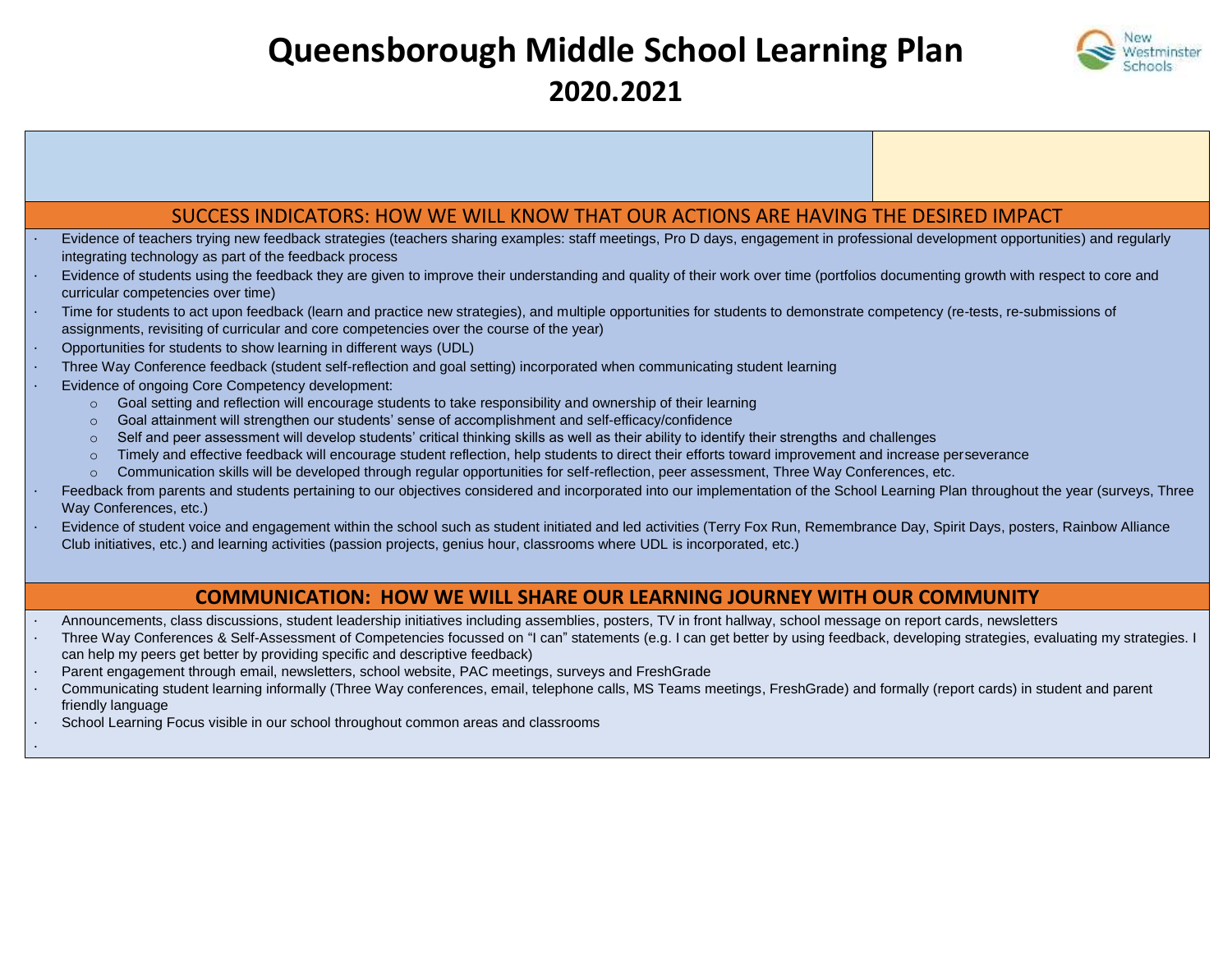# Queensborough Middle School Learning Plan

## 2020.2021

## SUCCESS INDICATORS: HOW WE WILL KNOW THAT OUR ACTIONS ARE HAVING THE DESIRED IMPACT

- Evidence of teachers trying new feedback strategies (teachers sharing examples: staff meetings, Pro D days, engagement in professional development opportunities) and regularly integrating technology as part of the feedback process
- Evidence of students using the feedback they are given to improve their understanding and quality of their work over time (portfolios documenting growth with respect to core and curricular competencies over time)
- Time for students to act upon feedback (learn and practice new strategies), and multiple opportunities for students to demonstrate competency (re-tests, re-submissions of assignments, revisiting of curricular and core competencies over the course of the year)
- Opportunities for students to show learning in different ways (UDL)
- Three Way Conference feedback (student self-reflection and goal setting) incorporated when communicating student learning
- Evidence of ongoing Core Competency development:
  - Goal setting and reflection will encourage students to take responsibility and ownership of their learning
  - Goal attainment will strengthen our students' sense of accomplishment and self-efficacy/confidence
  - Self and peer assessment will develop students' critical thinking skills as well as their ability to identify their strengths and challenges
  - Timely and effective feedback will encourage student reflection, help students to direct their efforts toward improvement and increase perseverance
  - Communication skills will be developed through regular opportunities for self-reflection, peer assessment, Three Way Conferences, etc.
- Feedback from parents and students pertaining to our objectives considered and incorporated into our implementation of the School Learning Plan throughout the year (surveys, Three Way Conferences, etc.)
- Evidence of student voice and engagement within the school such as student initiated and led activities (Terry Fox Run, Remembrance Day, Spirit Days, posters, Rainbow Alliance Club initiatives, etc.) and learning activities (passion projects, genius hour, classrooms where UDL is incorporated, etc.)

## COMMUNICATION: HOW WE WILL SHARE OUR LEARNING JOURNEY WITH OUR COMMUNITY

- Announcements, class discussions, student leadership initiatives including assemblies, posters, TV in front hallway, school message on report cards, newsletters
- Three Way Conferences & Self-Assessment of Competencies focussed on "I can" statements (e.g. I can get better by using feedback, developing strategies, evaluating my strategies. I can help my peers get better by providing specific and descriptive feedback)
- Parent engagement through email, newsletters, school website, PAC meetings, surveys and FreshGrade
- Communicating student learning informally (Three Way conferences, email, telephone calls, MS Teams meetings, FreshGrade) and formally (report cards) in student and parent friendly language
- School Learning Focus visible in our school throughout common areas and classrooms